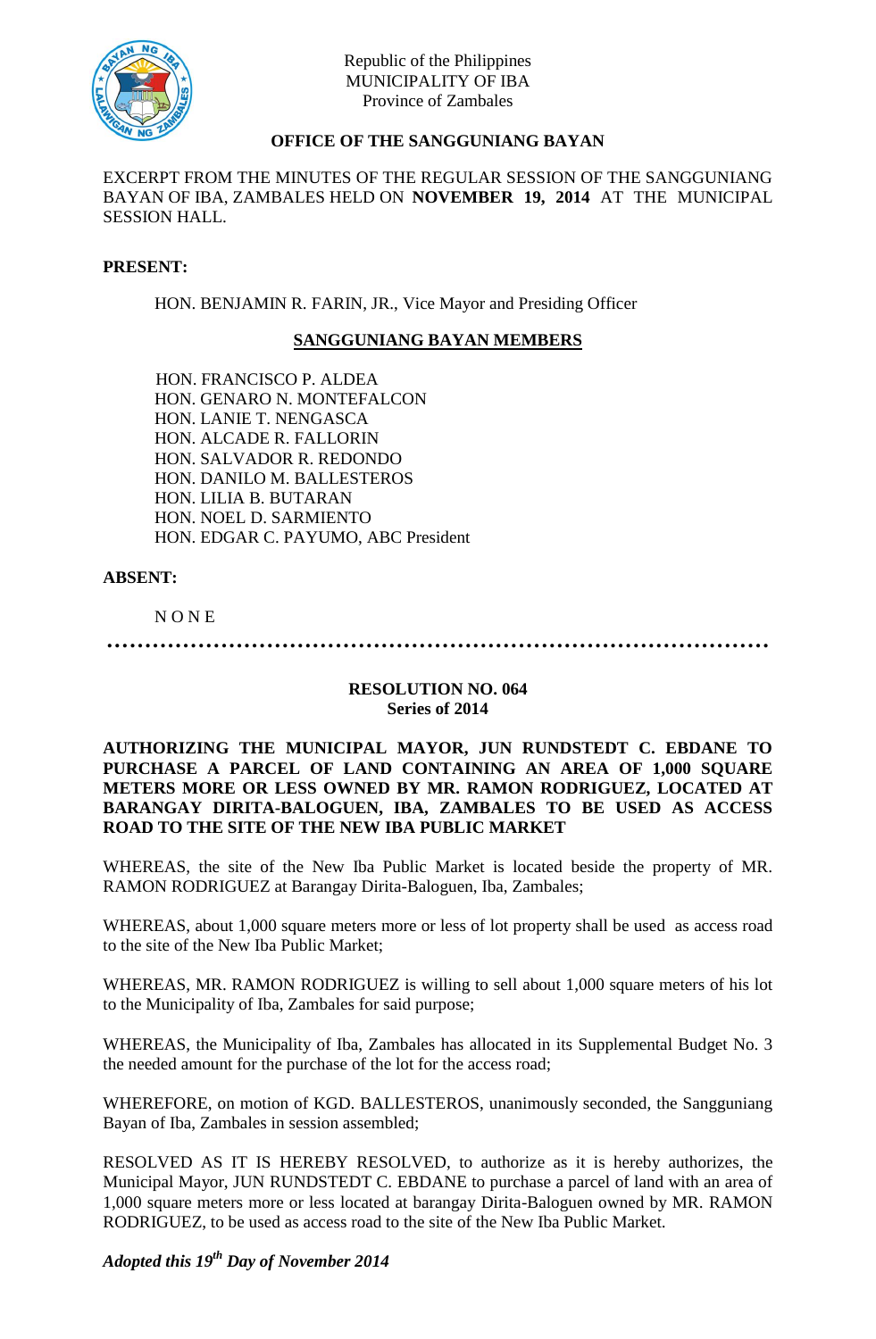Republic of the Philippines
MUNICIPALITY OF IBA
Province of Zambales

**OFFICE OF THE SANGGUNIANG BAYAN**

EXCERPT FROM THE MINUTES OF THE REGULAR SESSION OF THE SANGGUNIANG BAYAN OF IBA, ZAMBALES HELD ON **NOVEMBER 19, 2014** AT THE MUNICIPAL SESSION HALL.

**PRESENT:**

HON. BENJAMIN R. FARIN, JR., Vice Mayor and Presiding Officer

**SANGGUNIANG BAYAN MEMBERS**

HON. FRANCISCO P. ALDEA
HON. GENARO N. MONTEFALCON
HON. LANIE T. NENGASCA
HON. ALCADE R. FALLORIN
HON. SALVADOR R. REDONDO
HON. DANILO M. BALLESTEROS
HON. LILIA B. BUTARAN
HON. NOEL D. SARMIENTO
HON. EDGAR C. PAYUMO, ABC President

**ABSENT:**

N O N E

…………………………………………………………………………………

**RESOLUTION NO. 064**
**Series of 2014**

**AUTHORIZING THE MUNICIPAL MAYOR, JUN RUNDSTEDT C. EBDANE TO PURCHASE A PARCEL OF LAND CONTAINING AN AREA OF 1,000 SQUARE METERS MORE OR LESS OWNED BY MR. RAMON RODRIGUEZ, LOCATED AT BARANGAY DIRITA-BALOGUEN, IBA, ZAMBALES TO BE USED AS ACCESS ROAD TO THE SITE OF THE NEW IBA PUBLIC MARKET**

WHEREAS, the site of the New Iba Public Market is located beside the property of MR. RAMON RODRIGUEZ at Barangay Dirita-Baloguen, Iba, Zambales;

WHEREAS, about 1,000 square meters more or less of lot property shall be used as access road to the site of the New Iba Public Market;

WHEREAS, MR. RAMON RODRIGUEZ is willing to sell about 1,000 square meters of his lot to the Municipality of Iba, Zambales for said purpose;

WHEREAS, the Municipality of Iba, Zambales has allocated in its Supplemental Budget No. 3 the needed amount for the purchase of the lot for the access road;

WHEREFORE, on motion of KGD. BALLESTEROS, unanimously seconded, the Sangguniang Bayan of Iba, Zambales in session assembled;

RESOLVED AS IT IS HEREBY RESOLVED, to authorize as it is hereby authorizes, the Municipal Mayor, JUN RUNDSTEDT C. EBDANE to purchase a parcel of land with an area of 1,000 square meters more or less located at barangay Dirita-Baloguen owned by MR. RAMON RODRIGUEZ, to be used as access road to the site of the New Iba Public Market.

***Adopted this 19th Day of November 2014***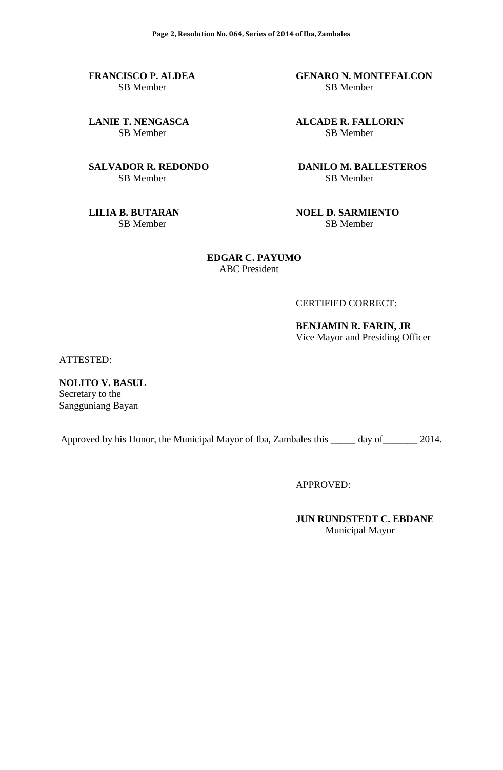**FRANCISCO P. ALDEA**
SB Member

**GENARO N. MONTEFALCON**
SB Member

**LANIE T. NENGASCA**
SB Member

**ALCADE R. FALLORIN**
SB Member

**SALVADOR R. REDONDO**
SB Member

**DANILO M. BALLESTEROS**
SB Member

**LILIA B. BUTARAN**
SB Member

**NOEL D. SARMIENTO**
SB Member

**EDGAR C. PAYUMO**
ABC President

CERTIFIED CORRECT:

**BENJAMIN R. FARIN, JR**
Vice Mayor and Presiding Officer

ATTESTED:

**NOLITO V. BASUL**
Secretary to the
Sangguniang Bayan

Approved by his Honor, the Municipal Mayor of Iba, Zambales this _____ day of_______ 2014.

APPROVED:

**JUN RUNDSTEDT C. EBDANE**
Municipal Mayor